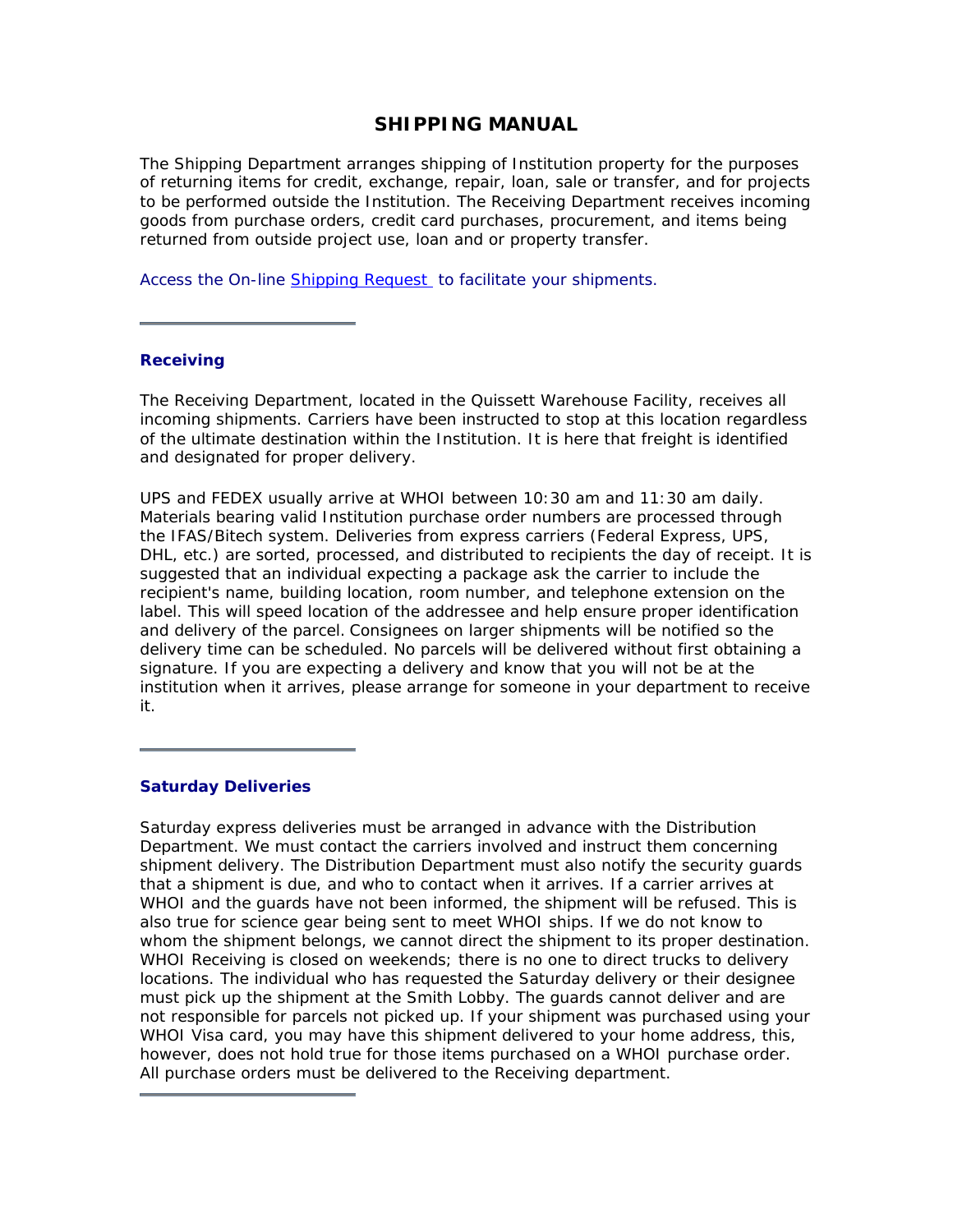# SHIPPING MANUAL

The Shipping Department arranges shipping of Institution property for the purposes of returning items for credit, exchange, repair, loan, sale or transfer, and for projects to be performed outside the Institution. The Receiving Department receives incoming goods from purchase orders, credit card purchases, procurement, and items being returned from outside project use, loan and or property transfer.

Access the On-line Shipping Request to facilitate your shipments.

---

## Receiving

The Receiving Department, located in the Quissett Warehouse Facility, receives all incoming shipments. Carriers have been instructed to stop at this location regardless of the ultimate destination within the Institution. It is here that freight is identified and designated for proper delivery.

UPS and FEDEX usually arrive at WHOI between 10:30 am and 11:30 am daily. Materials bearing valid Institution purchase order numbers are processed through the IFAS/Bitech system. Deliveries from express carriers (Federal Express, UPS, DHL, etc.) are sorted, processed, and distributed to recipients the day of receipt. It is suggested that an individual expecting a package ask the carrier to include the recipient's name, building location, room number, and telephone extension on the label. This will speed location of the addressee and help ensure proper identification and delivery of the parcel. Consignees on larger shipments will be notified so the delivery time can be scheduled. No parcels will be delivered without first obtaining a signature. If you are expecting a delivery and know that you will not be at the institution when it arrives, please arrange for someone in your department to receive it.

---

## Saturday Deliveries

Saturday express deliveries must be arranged in advance with the Distribution Department. We must contact the carriers involved and instruct them concerning shipment delivery. The Distribution Department must also notify the security guards that a shipment is due, and who to contact when it arrives. If a carrier arrives at WHOI and the guards have not been informed, the shipment will be refused. This is also true for science gear being sent to meet WHOI ships. If we do not know to whom the shipment belongs, we cannot direct the shipment to its proper destination. WHOI Receiving is closed on weekends; there is no one to direct trucks to delivery locations. The individual who has requested the Saturday delivery or their designee must pick up the shipment at the Smith Lobby. The guards cannot deliver and are not responsible for parcels not picked up. If your shipment was purchased using your WHOI Visa card, you may have this shipment delivered to your home address, this, however, does not hold true for those items purchased on a WHOI purchase order. All purchase orders must be delivered to the Receiving department.

---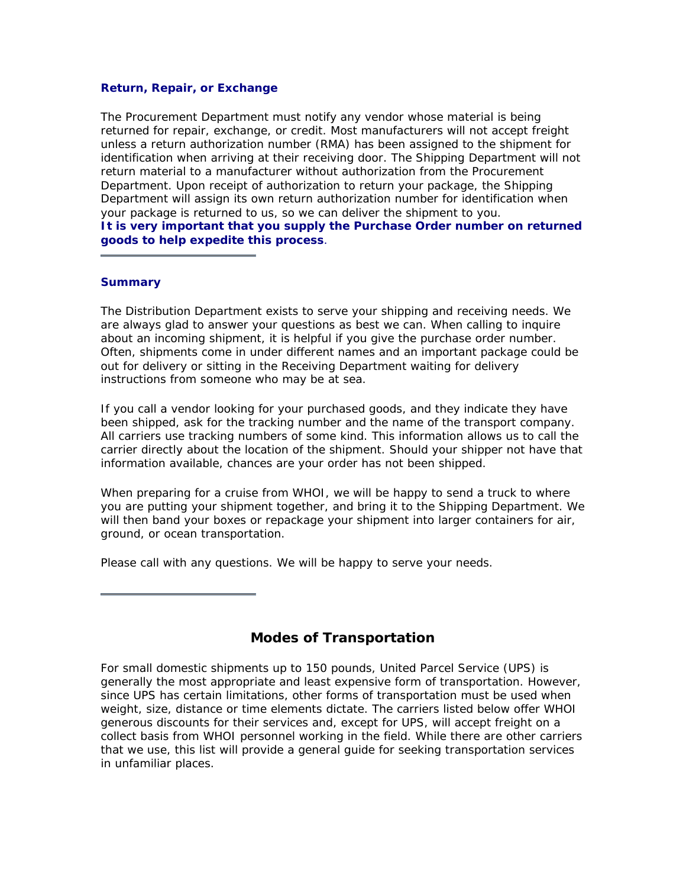### Return, Repair, or Exchange

The Procurement Department must notify any vendor whose material is being returned for repair, exchange, or credit. Most manufacturers will not accept freight unless a return authorization number (RMA) has been assigned to the shipment for identification when arriving at their receiving door. The Shipping Department will not return material to a manufacturer without authorization from the Procurement Department. Upon receipt of authorization to return your package, the Shipping Department will assign its own return authorization number for identification when your package is returned to us, so we can deliver the shipment to you.
**It is very important that you supply the Purchase Order number on returned goods to help expedite this process**.

---

### Summary

The Distribution Department exists to serve your shipping and receiving needs. We are always glad to answer your questions as best we can. When calling to inquire about an incoming shipment, it is helpful if you give the purchase order number. Often, shipments come in under different names and an important package could be out for delivery or sitting in the Receiving Department waiting for delivery instructions from someone who may be at sea.

If you call a vendor looking for your purchased goods, and they indicate they have been shipped, ask for the tracking number and the name of the transport company. All carriers use tracking numbers of some kind. This information allows us to call the carrier directly about the location of the shipment. Should your shipper not have that information available, chances are your order has not been shipped.

When preparing for a cruise from WHOI, we will be happy to send a truck to where you are putting your shipment together, and bring it to the Shipping Department. We will then band your boxes or repackage your shipment into larger containers for air, ground, or ocean transportation.

Please call with any questions. We will be happy to serve your needs.

---

## Modes of Transportation

For small domestic shipments up to 150 pounds, United Parcel Service (UPS) is generally the most appropriate and least expensive form of transportation. However, since UPS has certain limitations, other forms of transportation must be used when weight, size, distance or time elements dictate. The carriers listed below offer WHOI generous discounts for their services and, except for UPS, will accept freight on a collect basis from WHOI personnel working in the field. While there are other carriers that we use, this list will provide a general guide for seeking transportation services in unfamiliar places.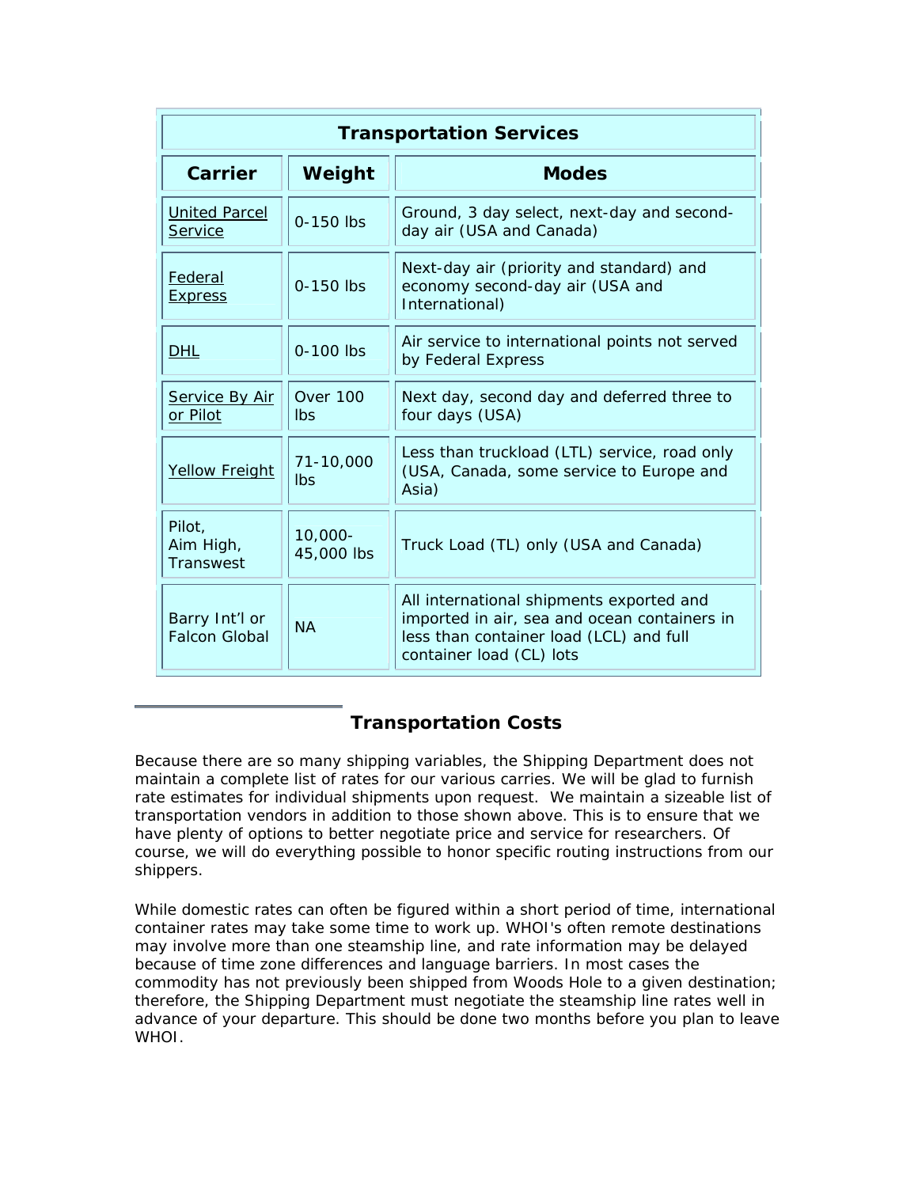| Transportation Services | | |
|---|---|---|
| **Carrier** | **Weight** | **Modes** |
| United Parcel Service | 0-150 lbs | Ground, 3 day select, next-day and second-day air (USA and Canada) |
| Federal Express | 0-150 lbs | Next-day air (priority and standard) and economy second-day air (USA and International) |
| DHL | 0-100 lbs | Air service to international points not served by Federal Express |
| Service By Air or Pilot | Over 100 lbs | Next day, second day and deferred three to four days (USA) |
| Yellow Freight | 71-10,000 lbs | Less than truckload (LTL) service, road only (USA, Canada, some service to Europe and Asia) |
| Pilot, Aim High, Transwest | 10,000-45,000 lbs | Truck Load (TL) only (USA and Canada) |
| Barry Int'l or Falcon Global | NA | All international shipments exported and imported in air, sea and ocean containers in less than container load (LCL) and full container load (CL) lots |

## Transportation Costs

Because there are so many shipping variables, the Shipping Department does not maintain a complete list of rates for our various carries. We will be glad to furnish rate estimates for individual shipments upon request. We maintain a sizeable list of transportation vendors in addition to those shown above. This is to ensure that we have plenty of options to better negotiate price and service for researchers. Of course, we will do everything possible to honor specific routing instructions from our shippers.

While domestic rates can often be figured within a short period of time, international container rates may take some time to work up. WHOI's often remote destinations may involve more than one steamship line, and rate information may be delayed because of time zone differences and language barriers. In most cases the commodity has not previously been shipped from Woods Hole to a given destination; therefore, the Shipping Department must negotiate the steamship line rates well in advance of your departure. This should be done two months before you plan to leave WHOI.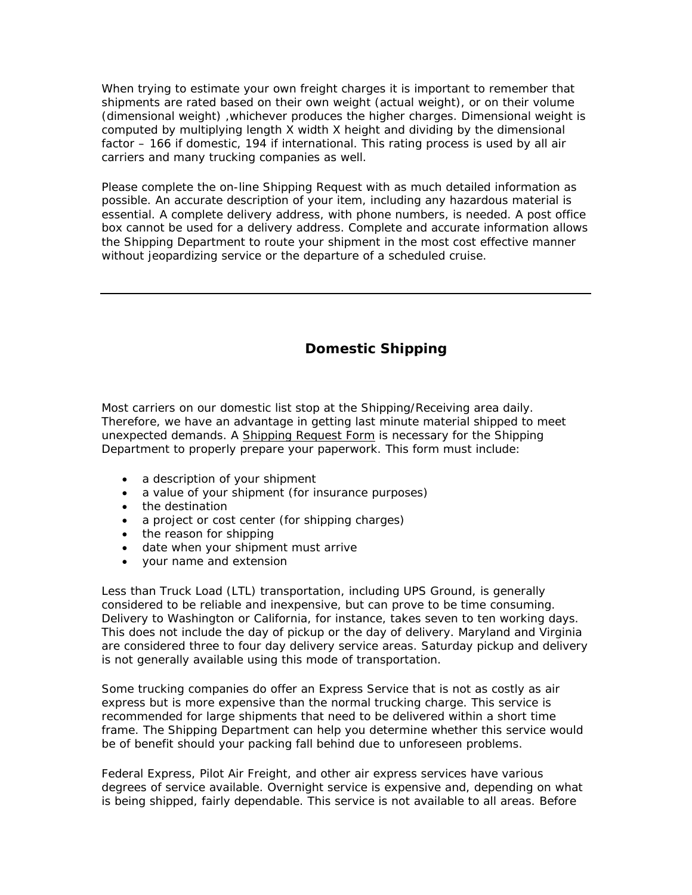When trying to estimate your own freight charges it is important to remember that shipments are rated based on their own weight (actual weight), or on their volume (dimensional weight) ,whichever produces the higher charges. Dimensional weight is computed by multiplying length X width X height and dividing by the dimensional factor – 166 if domestic, 194 if international. This rating process is used by all air carriers and many trucking companies as well.

Please complete the on-line Shipping Request with as much detailed information as possible. An accurate description of your item, including any hazardous material is essential. A complete delivery address, with phone numbers, is needed. A post office box cannot be used for a delivery address. Complete and accurate information allows the Shipping Department to route your shipment in the most cost effective manner without jeopardizing service or the departure of a scheduled cruise.

---

## Domestic Shipping

Most carriers on our domestic list stop at the Shipping/Receiving area daily. Therefore, we have an advantage in getting last minute material shipped to meet unexpected demands. A Shipping Request Form is necessary for the Shipping Department to properly prepare your paperwork. This form must include:

- a description of your shipment
- a value of your shipment (for insurance purposes)
- the destination
- a project or cost center (for shipping charges)
- the reason for shipping
- date when your shipment must arrive
- your name and extension

Less than Truck Load (LTL) transportation, including UPS Ground, is generally considered to be reliable and inexpensive, but can prove to be time consuming. Delivery to Washington or California, for instance, takes seven to ten working days. This does not include the day of pickup or the day of delivery. Maryland and Virginia are considered three to four day delivery service areas. Saturday pickup and delivery is not generally available using this mode of transportation.

Some trucking companies do offer an Express Service that is not as costly as air express but is more expensive than the normal trucking charge. This service is recommended for large shipments that need to be delivered within a short time frame. The Shipping Department can help you determine whether this service would be of benefit should your packing fall behind due to unforeseen problems.

Federal Express, Pilot Air Freight, and other air express services have various degrees of service available. Overnight service is expensive and, depending on what is being shipped, fairly dependable. This service is not available to all areas. Before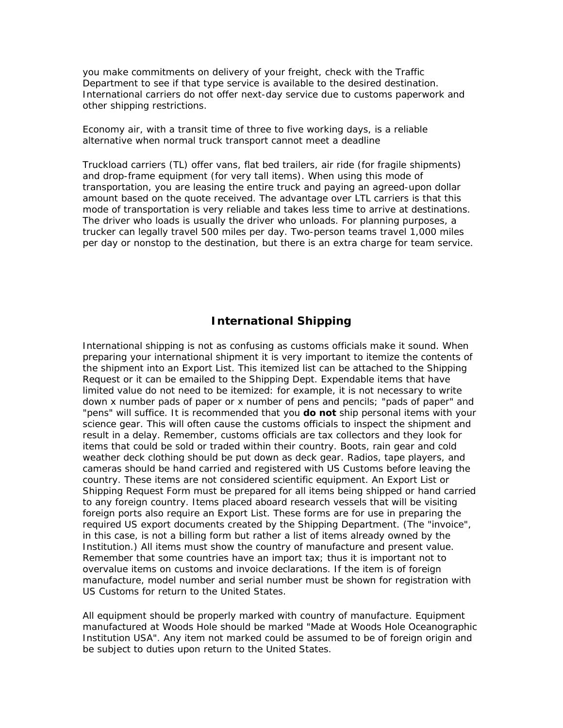you make commitments on delivery of your freight, check with the Traffic Department to see if that type service is available to the desired destination. International carriers do not offer next-day service due to customs paperwork and other shipping restrictions.

Economy air, with a transit time of three to five working days, is a reliable alternative when normal truck transport cannot meet a deadline

Truckload carriers (TL) offer vans, flat bed trailers, air ride (for fragile shipments) and drop-frame equipment (for very tall items). When using this mode of transportation, you are leasing the entire truck and paying an agreed-upon dollar amount based on the quote received. The advantage over LTL carriers is that this mode of transportation is very reliable and takes less time to arrive at destinations. The driver who loads is usually the driver who unloads. For planning purposes, a trucker can legally travel 500 miles per day. Two-person teams travel 1,000 miles per day or nonstop to the destination, but there is an extra charge for team service.

## International Shipping

International shipping is not as confusing as customs officials make it sound. When preparing your international shipment it is very important to itemize the contents of the shipment into an Export List. This itemized list can be attached to the Shipping Request or it can be emailed to the Shipping Dept. Expendable items that have limited value do not need to be itemized: for example, it is not necessary to write down x number pads of paper or x number of pens and pencils; "pads of paper" and "pens" will suffice. It is recommended that you **do not** ship personal items with your science gear. This will often cause the customs officials to inspect the shipment and result in a delay. Remember, customs officials are tax collectors and they look for items that could be sold or traded within their country. Boots, rain gear and cold weather deck clothing should be put down as deck gear. Radios, tape players, and cameras should be hand carried and registered with US Customs before leaving the country. These items are not considered scientific equipment. An Export List or Shipping Request Form must be prepared for all items being shipped or hand carried to any foreign country. Items placed aboard research vessels that will be visiting foreign ports also require an Export List. These forms are for use in preparing the required US export documents created by the Shipping Department. (The "invoice", in this case, is not a billing form but rather a list of items already owned by the Institution.) All items must show the country of manufacture and present value. Remember that some countries have an import tax; thus it is important not to overvalue items on customs and invoice declarations. If the item is of foreign manufacture, model number and serial number must be shown for registration with US Customs for return to the United States.

All equipment should be properly marked with country of manufacture. Equipment manufactured at Woods Hole should be marked "Made at Woods Hole Oceanographic Institution USA". Any item not marked could be assumed to be of foreign origin and be subject to duties upon return to the United States.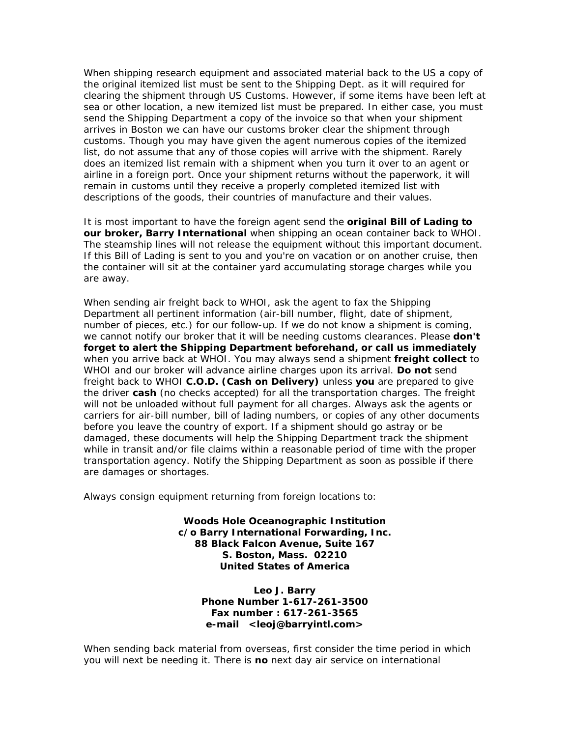When shipping research equipment and associated material back to the US a copy of the original itemized list must be sent to the Shipping Dept. as it will required for clearing the shipment through US Customs. However, if some items have been left at sea or other location, a new itemized list must be prepared. In either case, you must send the Shipping Department a copy of the invoice so that when your shipment arrives in Boston we can have our customs broker clear the shipment through customs. Though you may have given the agent numerous copies of the itemized list, do not assume that any of those copies will arrive with the shipment. Rarely does an itemized list remain with a shipment when you turn it over to an agent or airline in a foreign port. Once your shipment returns without the paperwork, it will remain in customs until they receive a properly completed itemized list with descriptions of the goods, their countries of manufacture and their values.

It is most important to have the foreign agent send the **original Bill of Lading to our broker, Barry International** when shipping an ocean container back to WHOI. The steamship lines will not release the equipment without this important document. If this Bill of Lading is sent to you and you're on vacation or on another cruise, then the container will sit at the container yard accumulating storage charges while you are away.

When sending air freight back to WHOI, ask the agent to fax the Shipping Department all pertinent information (air-bill number, flight, date of shipment, number of pieces, etc.) for our follow-up. If we do not know a shipment is coming, we cannot notify our broker that it will be needing customs clearances. Please **don't forget to alert the Shipping Department beforehand, or call us immediately** when you arrive back at WHOI. You may always send a shipment **freight collect** to WHOI and our broker will advance airline charges upon its arrival. **Do not** send freight back to WHOI **C.O.D. (Cash on Delivery)** unless **you** are prepared to give the driver **cash** (no checks accepted) for all the transportation charges. The freight will not be unloaded without full payment for all charges. Always ask the agents or carriers for air-bill number, bill of lading numbers, or copies of any other documents before you leave the country of export. If a shipment should go astray or be damaged, these documents will help the Shipping Department track the shipment while in transit and/or file claims within a reasonable period of time with the proper transportation agency. Notify the Shipping Department as soon as possible if there are damages or shortages.

Always consign equipment returning from foreign locations to:

**Woods Hole Oceanographic Institution**
**c/o Barry International Forwarding, Inc.**
**88 Black Falcon Avenue, Suite 167**
**S. Boston, Mass. 02210**
**United States of America**

**Leo J. Barry**
**Phone Number 1-617-261-3500**
**Fax number : 617-261-3565**
**e-mail <leoj@barryintl.com>**

When sending back material from overseas, first consider the time period in which you will next be needing it. There is **no** next day air service on international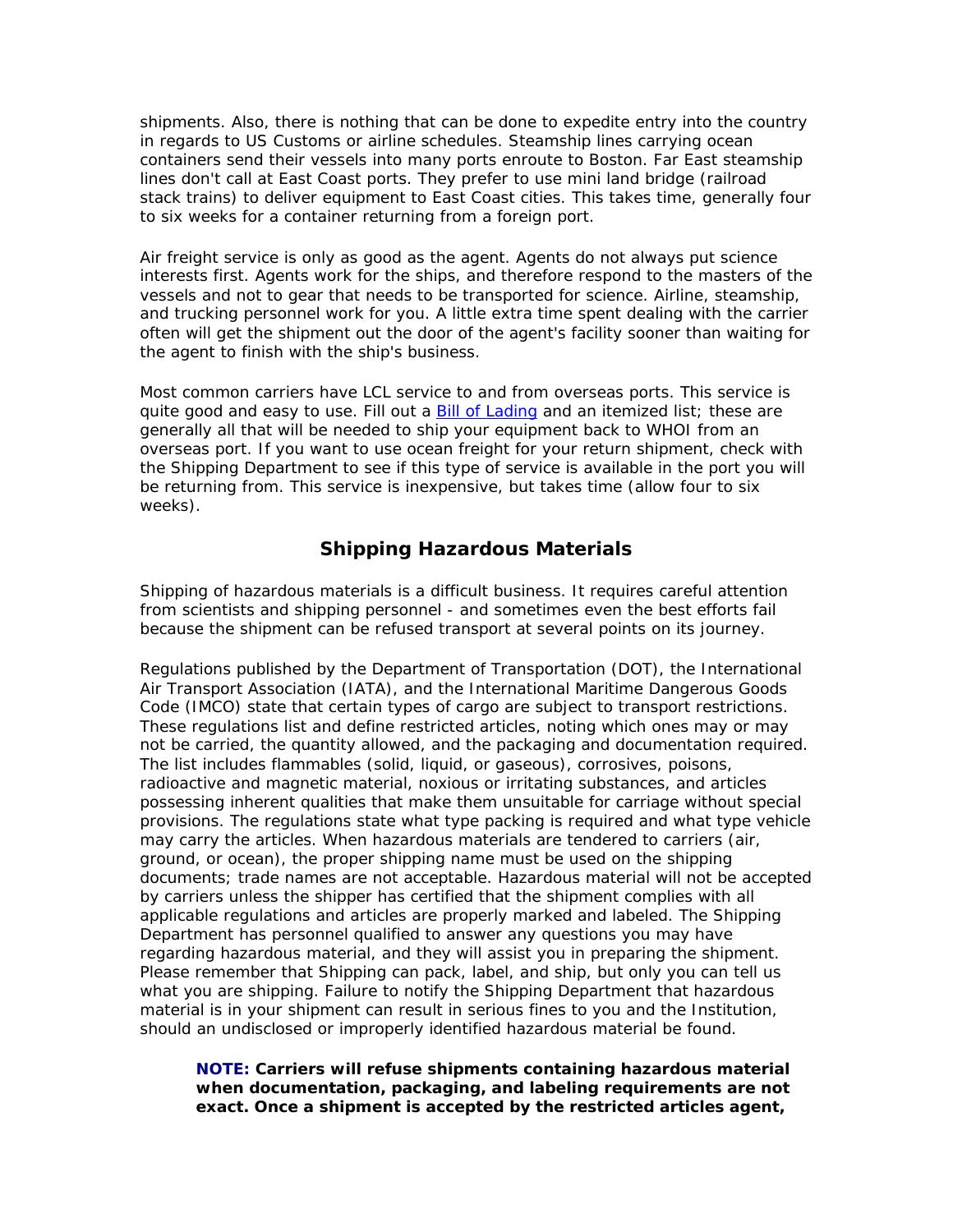shipments. Also, there is nothing that can be done to expedite entry into the country in regards to US Customs or airline schedules. Steamship lines carrying ocean containers send their vessels into many ports enroute to Boston. Far East steamship lines don't call at East Coast ports. They prefer to use mini land bridge (railroad stack trains) to deliver equipment to East Coast cities. This takes time, generally four to six weeks for a container returning from a foreign port.

Air freight service is only as good as the agent. Agents do not always put science interests first. Agents work for the ships, and therefore respond to the masters of the vessels and not to gear that needs to be transported for science. Airline, steamship, and trucking personnel work for you. A little extra time spent dealing with the carrier often will get the shipment out the door of the agent's facility sooner than waiting for the agent to finish with the ship's business.

Most common carriers have LCL service to and from overseas ports. This service is quite good and easy to use. Fill out a [Bill of Lading] and an itemized list; these are generally all that will be needed to ship your equipment back to WHOI from an overseas port. If you want to use ocean freight for your return shipment, check with the Shipping Department to see if this type of service is available in the port you will be returning from. This service is inexpensive, but takes time (allow four to six weeks).

## Shipping Hazardous Materials

Shipping of hazardous materials is a difficult business. It requires careful attention from scientists and shipping personnel - and sometimes even the best efforts fail because the shipment can be refused transport at several points on its journey.

Regulations published by the Department of Transportation (DOT), the International Air Transport Association (IATA), and the International Maritime Dangerous Goods Code (IMCO) state that certain types of cargo are subject to transport restrictions. These regulations list and define restricted articles, noting which ones may or may not be carried, the quantity allowed, and the packaging and documentation required. The list includes flammables (solid, liquid, or gaseous), corrosives, poisons, radioactive and magnetic material, noxious or irritating substances, and articles possessing inherent qualities that make them unsuitable for carriage without special provisions. The regulations state what type packing is required and what type vehicle may carry the articles. When hazardous materials are tendered to carriers (air, ground, or ocean), the proper shipping name must be used on the shipping documents; trade names are not acceptable. Hazardous material will not be accepted by carriers unless the shipper has certified that the shipment complies with all applicable regulations and articles are properly marked and labeled. The Shipping Department has personnel qualified to answer any questions you may have regarding hazardous material, and they will assist you in preparing the shipment. Please remember that Shipping can pack, label, and ship, but only you can tell us what you are shipping. Failure to notify the Shipping Department that hazardous material is in your shipment can result in serious fines to you and the Institution, should an undisclosed or improperly identified hazardous material be found.

> **NOTE: Carriers will refuse shipments containing hazardous material when documentation, packaging, and labeling requirements are not exact. Once a shipment is accepted by the restricted articles agent,**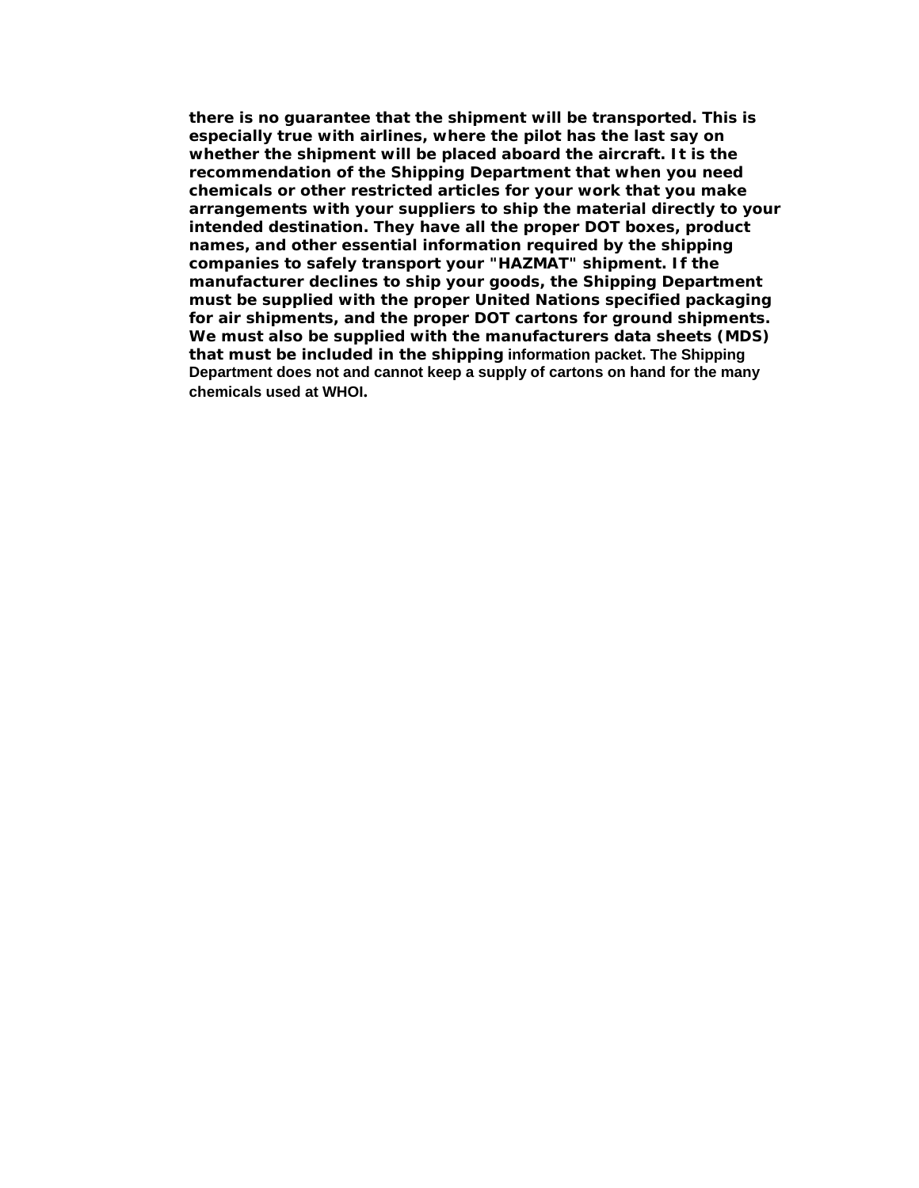**there is no guarantee that the shipment will be transported. This is especially true with airlines, where the pilot has the last say on whether the shipment will be placed aboard the aircraft. It is the recommendation of the Shipping Department that when you need chemicals or other restricted articles for your work that you make arrangements with your suppliers to ship the material directly to your intended destination. They have all the proper DOT boxes, product names, and other essential information required by the shipping companies to safely transport your "HAZMAT" shipment. If the manufacturer declines to ship your goods, the Shipping Department must be supplied with the proper United Nations specified packaging for air shipments, and the proper DOT cartons for ground shipments. We must also be supplied with the manufacturers data sheets (MDS) that must be included in the shipping information packet. The Shipping Department does not and cannot keep a supply of cartons on hand for the many chemicals used at WHOI.**